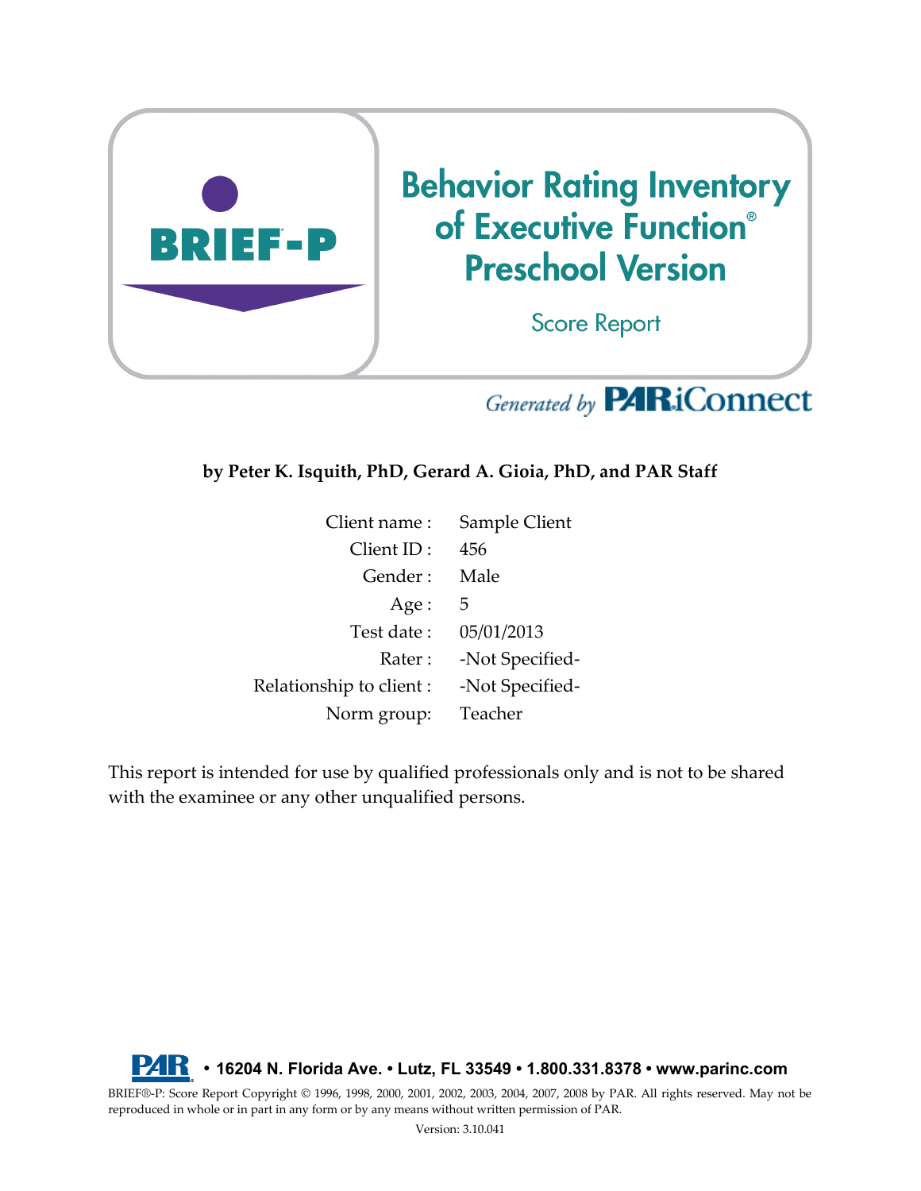# BRIEF-P

# Behavior Rating Inventory of Executive Function® Preschool Version

## Score Report

*Generated by* **PAR iConnect**

**by Peter K. Isquith, PhD, Gerard A. Gioia, PhD, and PAR Staff**

| | |
|---|---|
| Client name : | Sample Client |
| Client ID : | 456 |
| Gender : | Male |
| Age : | 5 |
| Test date : | 05/01/2013 |
| Rater : | -Not Specified- |
| Relationship to client : | -Not Specified- |
| Norm group: | Teacher |

This report is intended for use by qualified professionals only and is not to be shared with the examinee or any other unqualified persons.

**PAR • 16204 N. Florida Ave. • Lutz, FL 33549 • 1.800.331.8378 • www.parinc.com**

BRIEF®-P: Score Report Copyright © 1996, 1998, 2000, 2001, 2002, 2003, 2004, 2007, 2008 by PAR. All rights reserved. May not be reproduced in whole or in part in any form or by any means without written permission of PAR.

Version: 3.10.041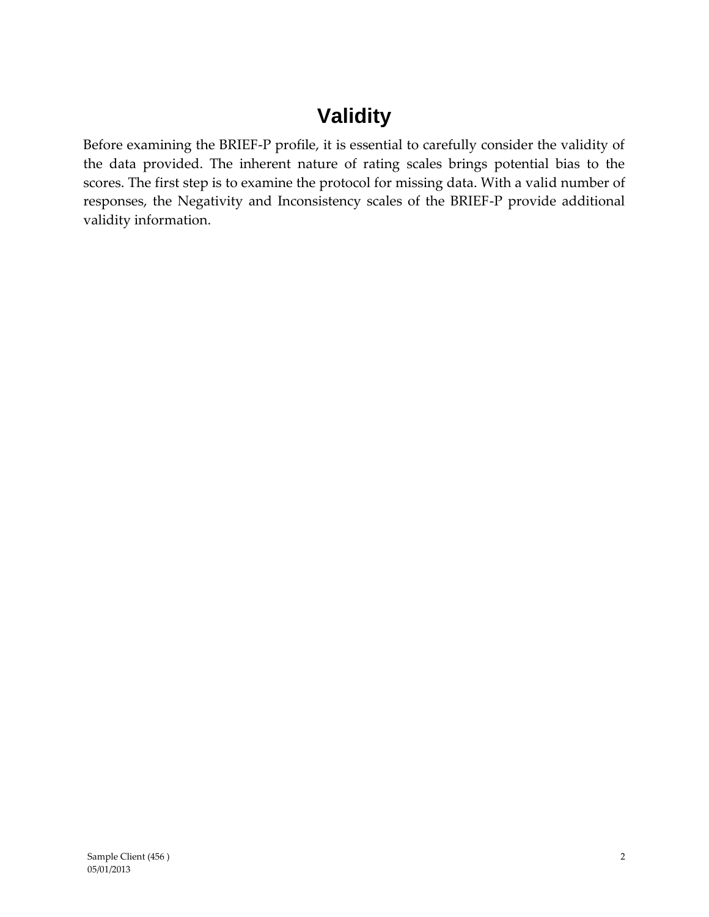# Validity

Before examining the BRIEF-P profile, it is essential to carefully consider the validity of the data provided. The inherent nature of rating scales brings potential bias to the scores. The first step is to examine the protocol for missing data. With a valid number of responses, the Negativity and Inconsistency scales of the BRIEF-P provide additional validity information.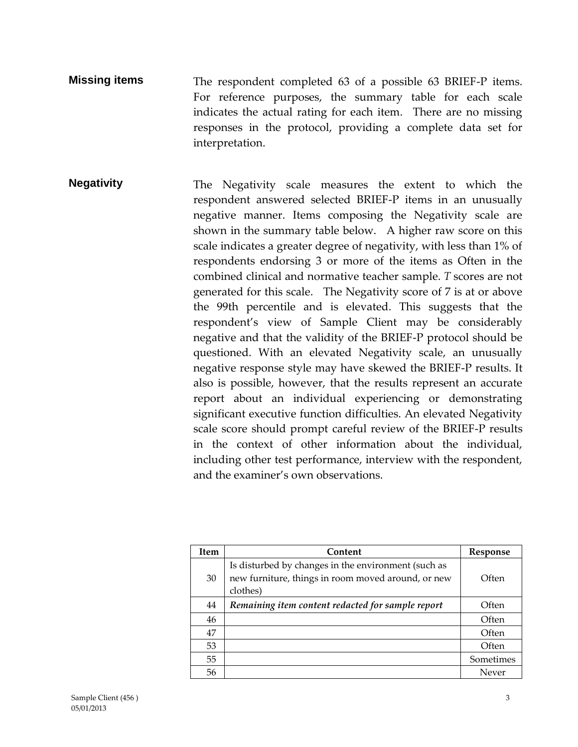### Missing items

The respondent completed 63 of a possible 63 BRIEF-P items. For reference purposes, the summary table for each scale indicates the actual rating for each item. There are no missing responses in the protocol, providing a complete data set for interpretation.

### Negativity

The Negativity scale measures the extent to which the respondent answered selected BRIEF-P items in an unusually negative manner. Items composing the Negativity scale are shown in the summary table below. A higher raw score on this scale indicates a greater degree of negativity, with less than 1% of respondents endorsing 3 or more of the items as Often in the combined clinical and normative teacher sample. *T* scores are not generated for this scale. The Negativity score of 7 is at or above the 99th percentile and is elevated. This suggests that the respondent's view of Sample Client may be considerably negative and that the validity of the BRIEF-P protocol should be questioned. With an elevated Negativity scale, an unusually negative response style may have skewed the BRIEF-P results. It also is possible, however, that the results represent an accurate report about an individual experiencing or demonstrating significant executive function difficulties. An elevated Negativity scale score should prompt careful review of the BRIEF-P results in the context of other information about the individual, including other test performance, interview with the respondent, and the examiner's own observations.

| Item | Content | Response |
|---|---|---|
| 30 | Is disturbed by changes in the environment (such as new furniture, things in room moved around, or new clothes) | Often |
| 44 | ***Remaining item content redacted for sample report*** | Often |
| 46 | | Often |
| 47 | | Often |
| 53 | | Often |
| 55 | | Sometimes |
| 56 | | Never |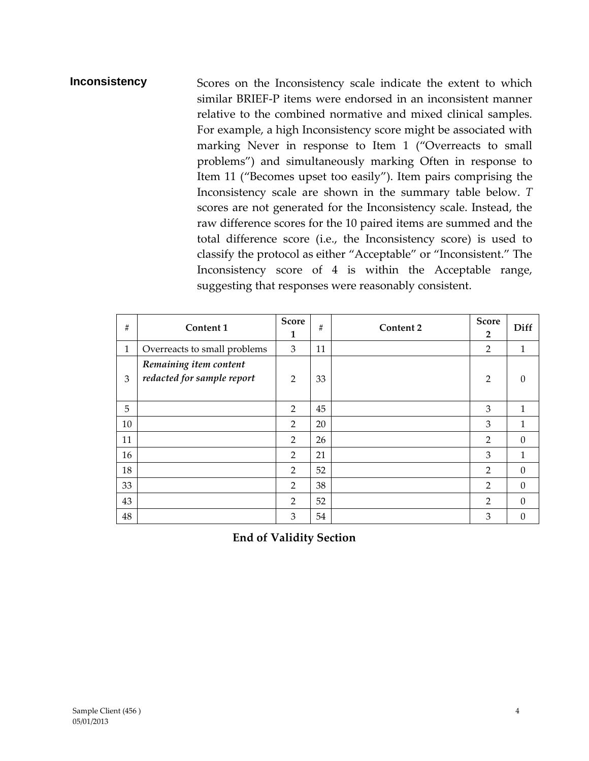## Inconsistency

Scores on the Inconsistency scale indicate the extent to which similar BRIEF-P items were endorsed in an inconsistent manner relative to the combined normative and mixed clinical samples. For example, a high Inconsistency score might be associated with marking Never in response to Item 1 ("Overreacts to small problems") and simultaneously marking Often in response to Item 11 ("Becomes upset too easily"). Item pairs comprising the Inconsistency scale are shown in the summary table below. *T* scores are not generated for the Inconsistency scale. Instead, the raw difference scores for the 10 paired items are summed and the total difference score (i.e., the Inconsistency score) is used to classify the protocol as either "Acceptable" or "Inconsistent." The Inconsistency score of 4 is within the Acceptable range, suggesting that responses were reasonably consistent.

| # | Content 1 | Score 1 | # | Content 2 | Score 2 | Diff |
|---|---|---|---|---|---|---|
| 1 | Overreacts to small problems | 3 | 11 | | 2 | 1 |
| 3 | *Remaining item content redacted for sample report* | 2 | 33 | | 2 | 0 |
| 5 | | 2 | 45 | | 3 | 1 |
| 10 | | 2 | 20 | | 3 | 1 |
| 11 | | 2 | 26 | | 2 | 0 |
| 16 | | 2 | 21 | | 3 | 1 |
| 18 | | 2 | 52 | | 2 | 0 |
| 33 | | 2 | 38 | | 2 | 0 |
| 43 | | 2 | 52 | | 2 | 0 |
| 48 | | 3 | 54 | | 3 | 0 |

**End of Validity Section**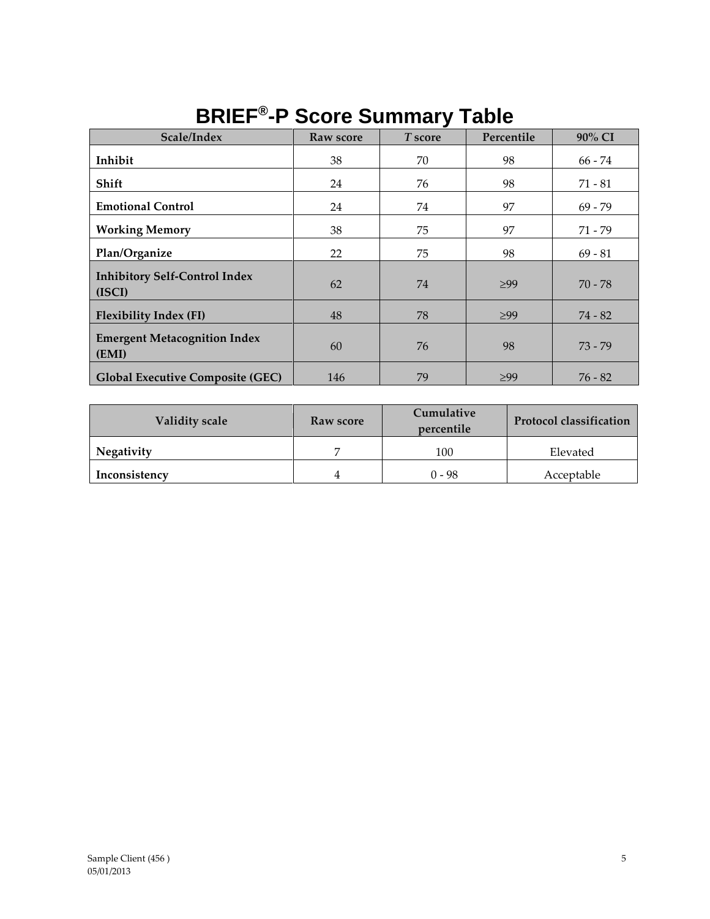# BRIEF®-P Score Summary Table

| Scale/Index | Raw score | *T* score | Percentile | 90% CI |
|---|---|---|---|---|
| **Inhibit** | 38 | 70 | 98 | 66 - 74 |
| **Shift** | 24 | 76 | 98 | 71 - 81 |
| **Emotional Control** | 24 | 74 | 97 | 69 - 79 |
| **Working Memory** | 38 | 75 | 97 | 71 - 79 |
| **Plan/Organize** | 22 | 75 | 98 | 69 - 81 |
| **Inhibitory Self-Control Index (ISCI)** | 62 | 74 | ≥99 | 70 - 78 |
| **Flexibility Index (FI)** | 48 | 78 | ≥99 | 74 - 82 |
| **Emergent Metacognition Index (EMI)** | 60 | 76 | 98 | 73 - 79 |
| **Global Executive Composite (GEC)** | 146 | 79 | ≥99 | 76 - 82 |

| Validity scale | Raw score | Cumulative percentile | Protocol classification |
|---|---|---|---|
| **Negativity** | 7 | 100 | Elevated |
| **Inconsistency** | 4 | 0 - 98 | Acceptable |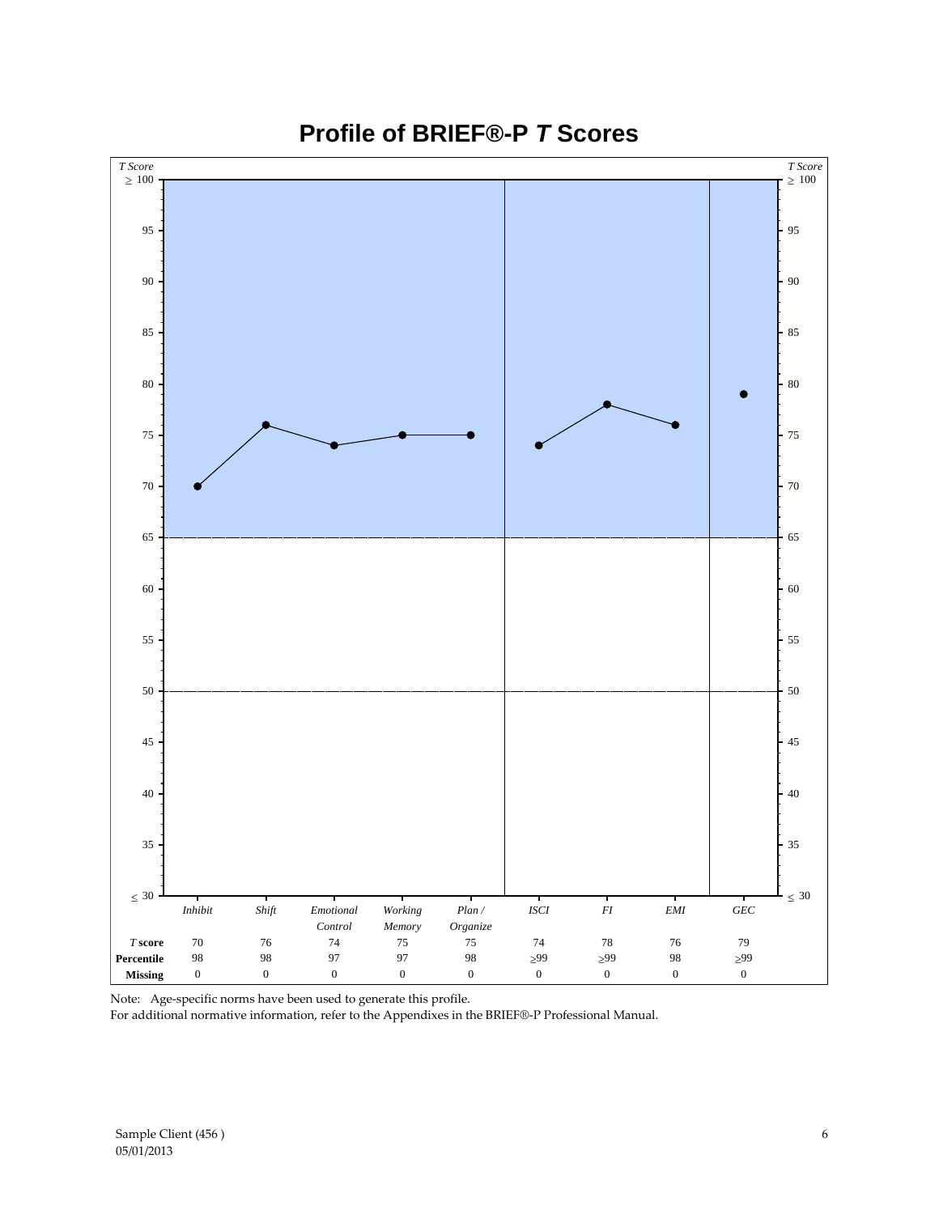# Profile of BRIEF®-P *T* Scores

| | Inhibit | Shift | Emotional Control | Working Memory | Plan / Organize | ISCI | FI | EMI | GEC |
|---|---|---|---|---|---|---|---|---|---|
| **T score** | 70 | 76 | 74 | 75 | 75 | 74 | 78 | 76 | 79 |
| **Percentile** | 98 | 98 | 97 | 97 | 98 | ≥99 | ≥99 | 98 | ≥99 |
| **Missing** | 0 | 0 | 0 | 0 | 0 | 0 | 0 | 0 | 0 |

Note: Age-specific norms have been used to generate this profile.
For additional normative information, refer to the Appendixes in the BRIEF®-P Professional Manual.

Sample Client (456 )
05/01/2013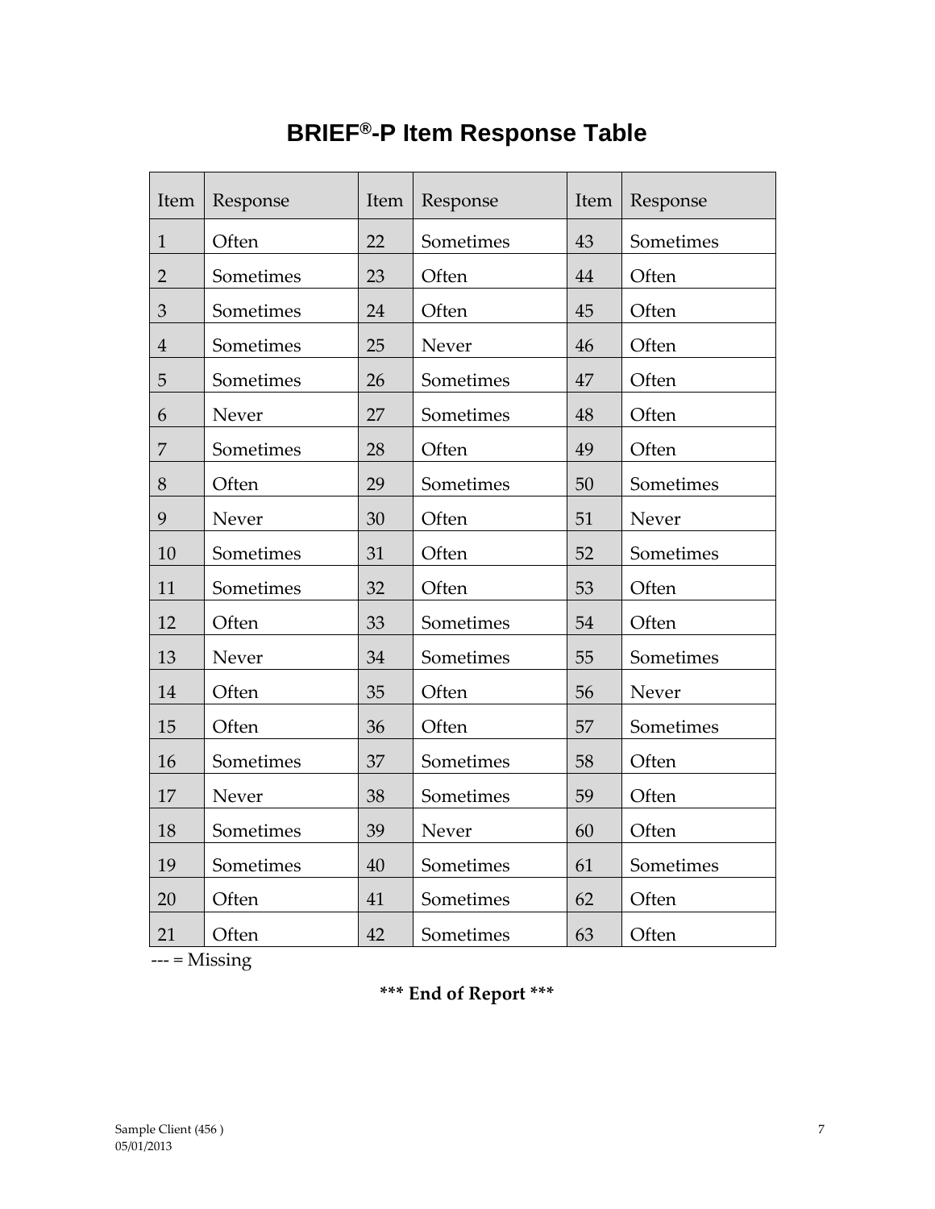# BRIEF®-P Item Response Table

| Item | Response | Item | Response | Item | Response |
|---|---|---|---|---|---|
| 1 | Often | 22 | Sometimes | 43 | Sometimes |
| 2 | Sometimes | 23 | Often | 44 | Often |
| 3 | Sometimes | 24 | Often | 45 | Often |
| 4 | Sometimes | 25 | Never | 46 | Often |
| 5 | Sometimes | 26 | Sometimes | 47 | Often |
| 6 | Never | 27 | Sometimes | 48 | Often |
| 7 | Sometimes | 28 | Often | 49 | Often |
| 8 | Often | 29 | Sometimes | 50 | Sometimes |
| 9 | Never | 30 | Often | 51 | Never |
| 10 | Sometimes | 31 | Often | 52 | Sometimes |
| 11 | Sometimes | 32 | Often | 53 | Often |
| 12 | Often | 33 | Sometimes | 54 | Often |
| 13 | Never | 34 | Sometimes | 55 | Sometimes |
| 14 | Often | 35 | Often | 56 | Never |
| 15 | Often | 36 | Often | 57 | Sometimes |
| 16 | Sometimes | 37 | Sometimes | 58 | Often |
| 17 | Never | 38 | Sometimes | 59 | Often |
| 18 | Sometimes | 39 | Never | 60 | Often |
| 19 | Sometimes | 40 | Sometimes | 61 | Sometimes |
| 20 | Often | 41 | Sometimes | 62 | Often |
| 21 | Often | 42 | Sometimes | 63 | Often |

--- = Missing

**\*\*\* End of Report \*\*\***

Sample Client (456 )
05/01/2013